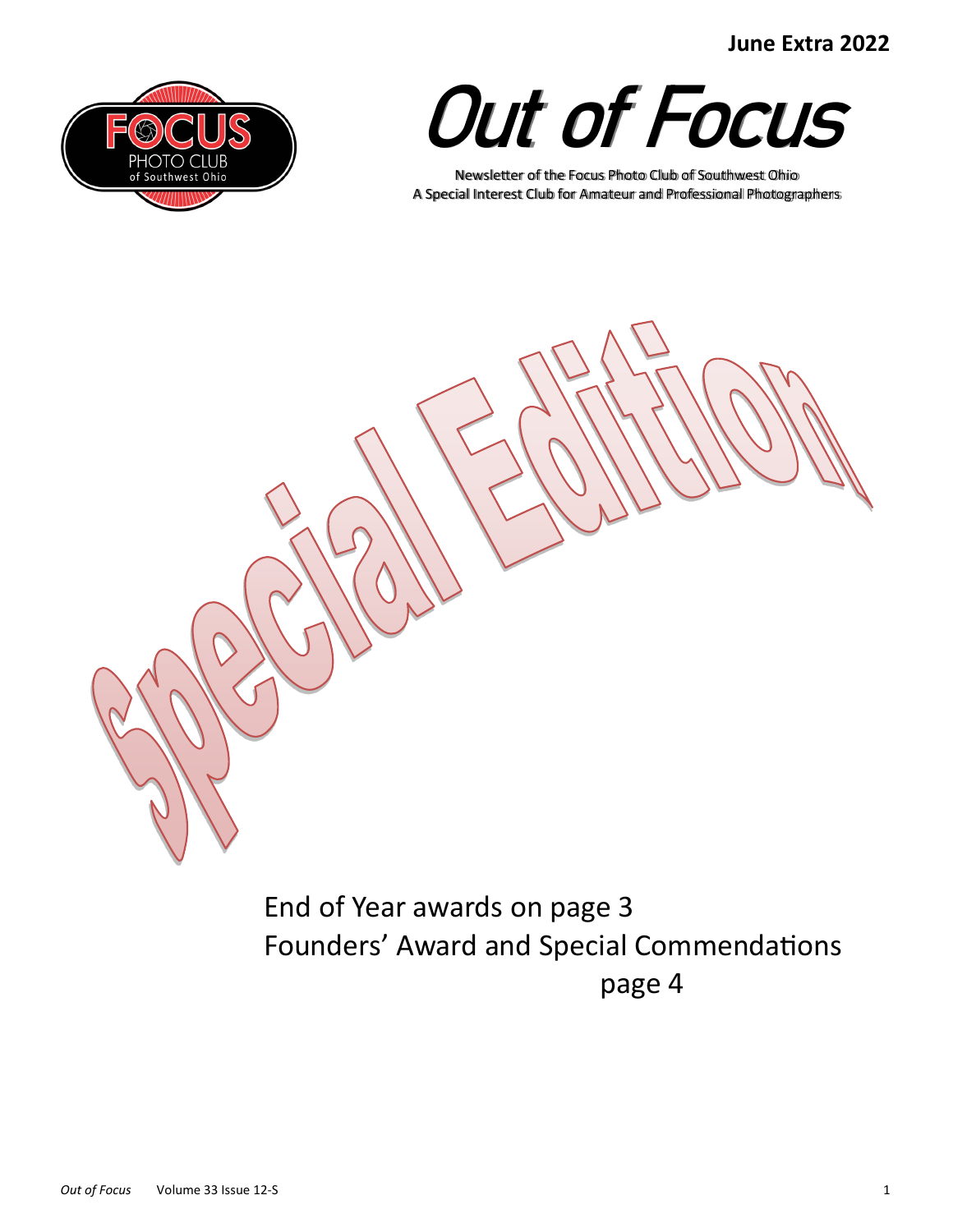June Extra 2022

# Out of Focus

Newsletter of the Focus Photo Club of Southwest Ohio
A Special Interest Club for Amateur and Professional Photographers

# Special Edition

End of Year awards on page 3
Founders' Award and Special Commendations page 4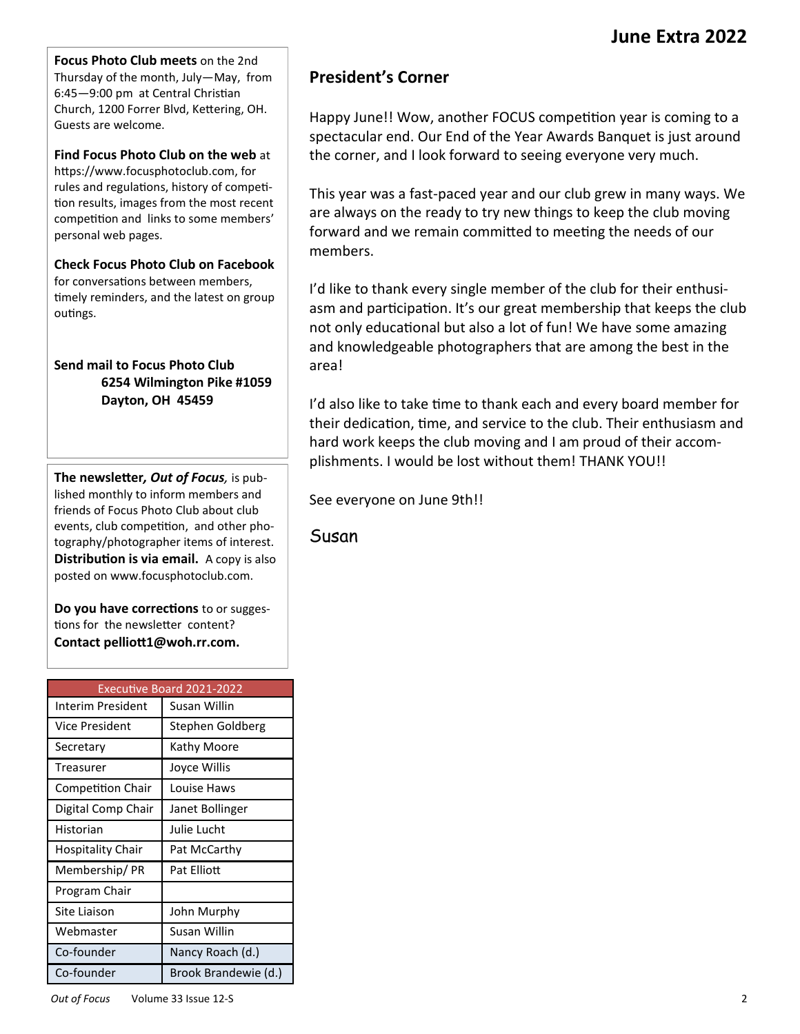**Focus Photo Club meets** on the 2nd Thursday of the month, July—May, from 6:45—9:00 pm at Central Christian Church, 1200 Forrer Blvd, Kettering, OH. Guests are welcome.

**Find Focus Photo Club on the web** at https://www.focusphotoclub.com, for rules and regulations, history of competition results, images from the most recent competition and links to some members' personal web pages.

**Check Focus Photo Club on Facebook** for conversations between members, timely reminders, and the latest on group outings.

**Send mail to Focus Photo Club**
**6254 Wilmington Pike #1059**
**Dayton, OH 45459**

**The newsletter, *Out of Focus*,** is published monthly to inform members and friends of Focus Photo Club about club events, club competition, and other photography/photographer items of interest. **Distribution is via email.** A copy is also posted on www.focusphotoclub.com.

**Do you have corrections** to or suggestions for the newsletter content? **Contact pelliott1@woh.rr.com.**

| Executive Board 2021-2022 | |
|---|---|
| Interim President | Susan Willin |
| Vice President | Stephen Goldberg |
| Secretary | Kathy Moore |
| Treasurer | Joyce Willis |
| Competition Chair | Louise Haws |
| Digital Comp Chair | Janet Bollinger |
| Historian | Julie Lucht |
| Hospitality Chair | Pat McCarthy |
| Membership/ PR | Pat Elliott |
| Program Chair | |
| Site Liaison | John Murphy |
| Webmaster | Susan Willin |
| Co-founder | Nancy Roach (d.) |
| Co-founder | Brook Brandewie (d.) |

## President's Corner

Happy June!! Wow, another FOCUS competition year is coming to a spectacular end. Our End of the Year Awards Banquet is just around the corner, and I look forward to seeing everyone very much.

This year was a fast-paced year and our club grew in many ways. We are always on the ready to try new things to keep the club moving forward and we remain committed to meeting the needs of our members.

I'd like to thank every single member of the club for their enthusiasm and participation. It's our great membership that keeps the club not only educational but also a lot of fun! We have some amazing and knowledgeable photographers that are among the best in the area!

I'd also like to take time to thank each and every board member for their dedication, time, and service to the club. Their enthusiasm and hard work keeps the club moving and I am proud of their accomplishments. I would be lost without them! THANK YOU!!

See everyone on June 9th!!

Susan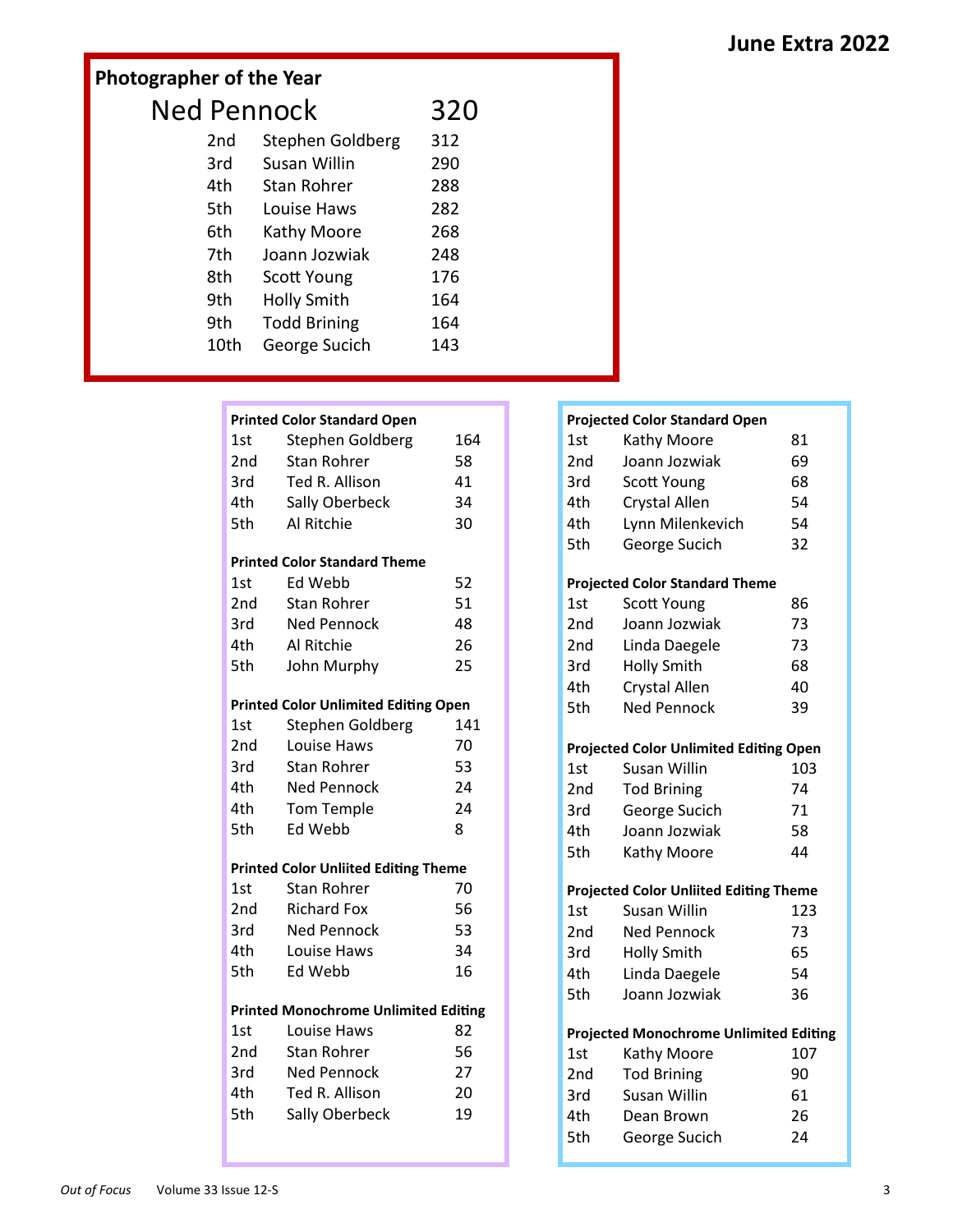## Photographer of the Year

| Place | Name | Score |
|---|---|---|
| | Ned Pennock | 320 |
| 2nd | Stephen Goldberg | 312 |
| 3rd | Susan Willin | 290 |
| 4th | Stan Rohrer | 288 |
| 5th | Louise Haws | 282 |
| 6th | Kathy Moore | 268 |
| 7th | Joann Jozwiak | 248 |
| 8th | Scott Young | 176 |
| 9th | Holly Smith | 164 |
| 9th | Todd Brining | 164 |
| 10th | George Sucich | 143 |

**Printed Color Standard Open**

| Place | Name | Score |
|---|---|---|
| 1st | Stephen Goldberg | 164 |
| 2nd | Stan Rohrer | 58 |
| 3rd | Ted R. Allison | 41 |
| 4th | Sally Oberbeck | 34 |
| 5th | Al Ritchie | 30 |

**Printed Color Standard Theme**

| Place | Name | Score |
|---|---|---|
| 1st | Ed Webb | 52 |
| 2nd | Stan Rohrer | 51 |
| 3rd | Ned Pennock | 48 |
| 4th | Al Ritchie | 26 |
| 5th | John Murphy | 25 |

**Printed Color Unlimited Editing Open**

| Place | Name | Score |
|---|---|---|
| 1st | Stephen Goldberg | 141 |
| 2nd | Louise Haws | 70 |
| 3rd | Stan Rohrer | 53 |
| 4th | Ned Pennock | 24 |
| 4th | Tom Temple | 24 |
| 5th | Ed Webb | 8 |

**Printed Color Unliited Editing Theme**

| Place | Name | Score |
|---|---|---|
| 1st | Stan Rohrer | 70 |
| 2nd | Richard Fox | 56 |
| 3rd | Ned Pennock | 53 |
| 4th | Louise Haws | 34 |
| 5th | Ed Webb | 16 |

**Printed Monochrome Unlimited Editing**

| Place | Name | Score |
|---|---|---|
| 1st | Louise Haws | 82 |
| 2nd | Stan Rohrer | 56 |
| 3rd | Ned Pennock | 27 |
| 4th | Ted R. Allison | 20 |
| 5th | Sally Oberbeck | 19 |

**Projected Color Standard Open**

| Place | Name | Score |
|---|---|---|
| 1st | Kathy Moore | 81 |
| 2nd | Joann Jozwiak | 69 |
| 3rd | Scott Young | 68 |
| 4th | Crystal Allen | 54 |
| 4th | Lynn Milenkevich | 54 |
| 5th | George Sucich | 32 |

**Projected Color Standard Theme**

| Place | Name | Score |
|---|---|---|
| 1st | Scott Young | 86 |
| 2nd | Joann Jozwiak | 73 |
| 2nd | Linda Daegele | 73 |
| 3rd | Holly Smith | 68 |
| 4th | Crystal Allen | 40 |
| 5th | Ned Pennock | 39 |

**Projected Color Unlimited Editing Open**

| Place | Name | Score |
|---|---|---|
| 1st | Susan Willin | 103 |
| 2nd | Tod Brining | 74 |
| 3rd | George Sucich | 71 |
| 4th | Joann Jozwiak | 58 |
| 5th | Kathy Moore | 44 |

**Projected Color Unliited Editing Theme**

| Place | Name | Score |
|---|---|---|
| 1st | Susan Willin | 123 |
| 2nd | Ned Pennock | 73 |
| 3rd | Holly Smith | 65 |
| 4th | Linda Daegele | 54 |
| 5th | Joann Jozwiak | 36 |

**Projected Monochrome Unlimited Editing**

| Place | Name | Score |
|---|---|---|
| 1st | Kathy Moore | 107 |
| 2nd | Tod Brining | 90 |
| 3rd | Susan Willin | 61 |
| 4th | Dean Brown | 26 |
| 5th | George Sucich | 24 |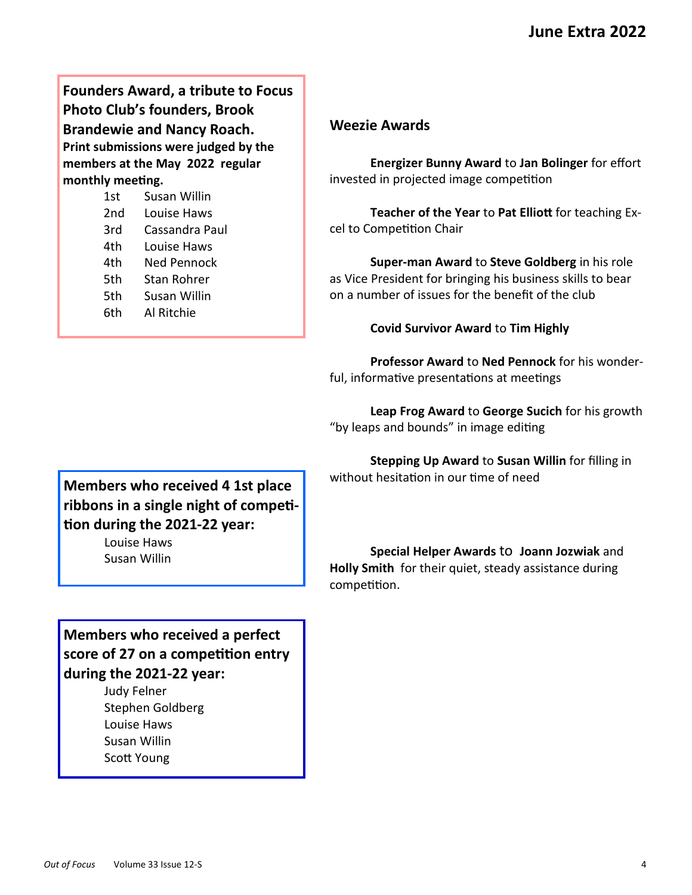**Founders Award, a tribute to Focus Photo Club's founders, Brook Brandewie and Nancy Roach.**
**Print submissions were judged by the members at the May 2022 regular monthly meeting.**

| | |
|---|---|
| 1st | Susan Willin |
| 2nd | Louise Haws |
| 3rd | Cassandra Paul |
| 4th | Louise Haws |
| 4th | Ned Pennock |
| 5th | Stan Rohrer |
| 5th | Susan Willin |
| 6th | Al Ritchie |

**Members who received 4 1st place ribbons in a single night of competition during the 2021-22 year:**

Louise Haws
Susan Willin

**Members who received a perfect score of 27 on a competition entry during the 2021-22 year:**

Judy Felner
Stephen Goldberg
Louise Haws
Susan Willin
Scott Young

## Weezie Awards

**Energizer Bunny Award** to **Jan Bolinger** for effort invested in projected image competition

**Teacher of the Year** to **Pat Elliott** for teaching Excel to Competition Chair

**Super-man Award** to **Steve Goldberg** in his role as Vice President for bringing his business skills to bear on a number of issues for the benefit of the club

**Covid Survivor Award** to **Tim Highly**

**Professor Award** to **Ned Pennock** for his wonderful, informative presentations at meetings

**Leap Frog Award** to **George Sucich** for his growth "by leaps and bounds" in image editing

**Stepping Up Award** to **Susan Willin** for filling in without hesitation in our time of need

**Special Helper Awards** to **Joann Jozwiak** and **Holly Smith** for their quiet, steady assistance during competition.